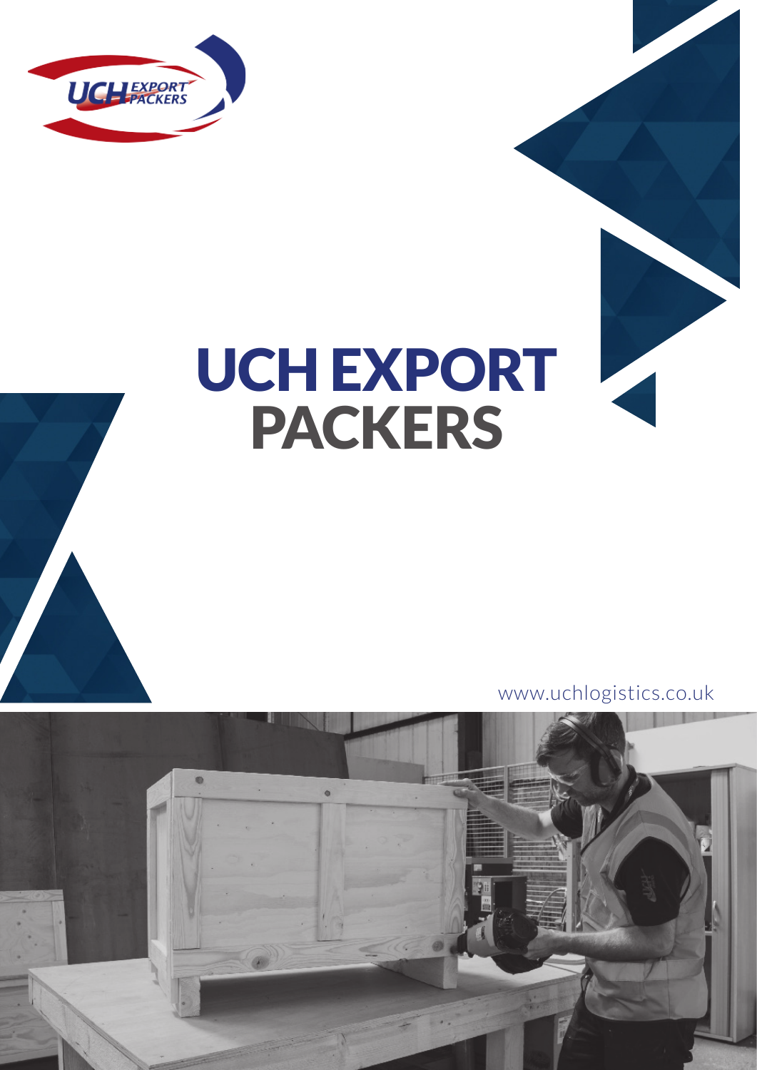# UCH EXPORT PACKERS

www.uchlogistics.co.uk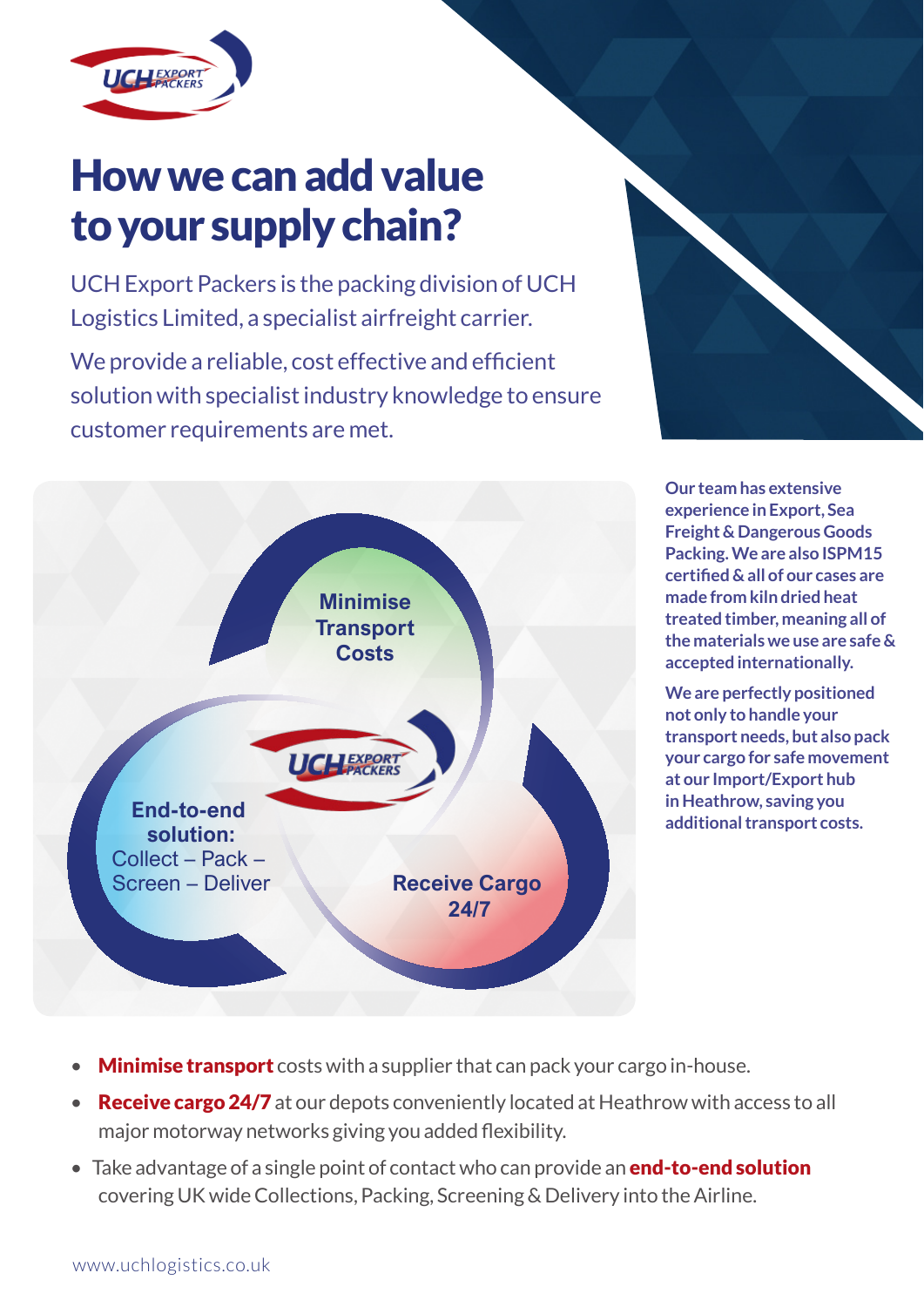# How we can add value to your supply chain?

UCH Export Packers is the packing division of UCH Logistics Limited, a specialist airfreight carrier.

We provide a reliable, cost effective and efficient solution with specialist industry knowledge to ensure customer requirements are met.

**Minimise Transport Costs**

**End-to-end solution:** Collect – Pack – Screen – Deliver

**Receive Cargo 24/7**

**Our team has extensive experience in Export, Sea Freight & Dangerous Goods Packing. We are also ISPM15 certified & all of our cases are made from kiln dried heat treated timber, meaning all of the materials we use are safe & accepted internationally.**

**We are perfectly positioned not only to handle your transport needs, but also pack your cargo for safe movement at our Import/Export hub in Heathrow, saving you additional transport costs.**

- **Minimise transport** costs with a supplier that can pack your cargo in-house.
- **Receive cargo 24/7** at our depots conveniently located at Heathrow with access to all major motorway networks giving you added flexibility.
- Take advantage of a single point of contact who can provide an **end-to-end solution** covering UK wide Collections, Packing, Screening & Delivery into the Airline.

www.uchlogistics.co.uk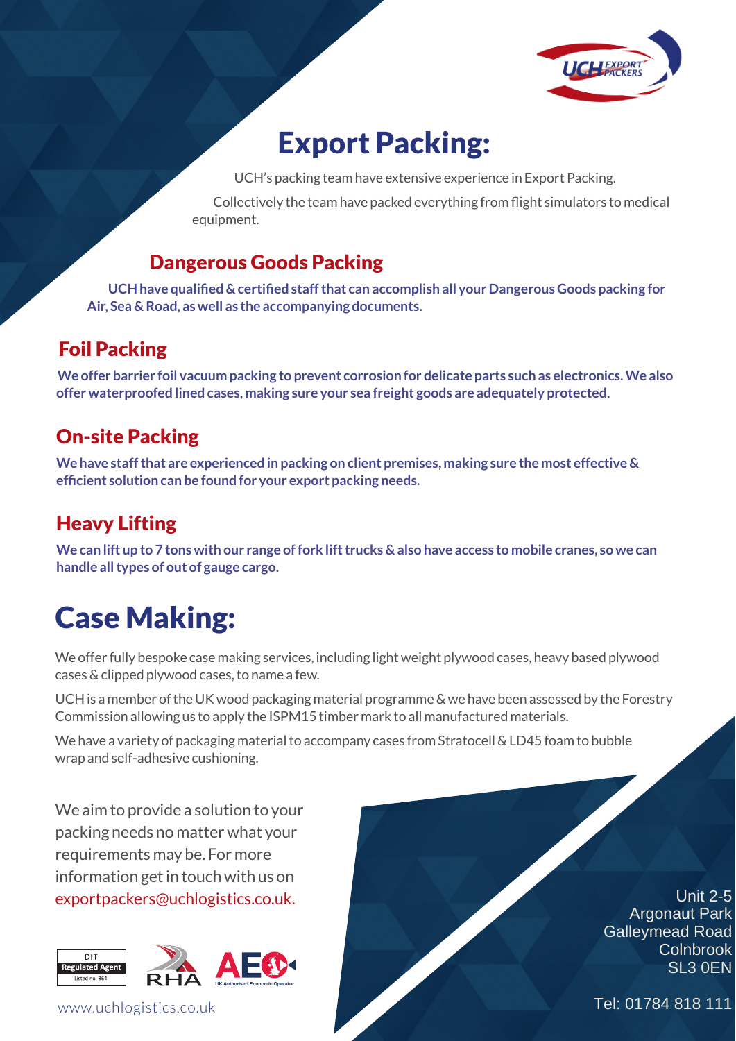# Export Packing:

UCH's packing team have extensive experience in Export Packing.

Collectively the team have packed everything from flight simulators to medical equipment.

## Dangerous Goods Packing

**UCH have qualified & certified staff that can accomplish all your Dangerous Goods packing for Air, Sea & Road, as well as the accompanying documents.**

## Foil Packing

**We offer barrier foil vacuum packing to prevent corrosion for delicate parts such as electronics. We also offer waterproofed lined cases, making sure your sea freight goods are adequately protected.**

## On-site Packing

**We have staff that are experienced in packing on client premises, making sure the most effective & efficient solution can be found for your export packing needs.**

## Heavy Lifting

**We can lift up to 7 tons with our range of fork lift trucks & also have access to mobile cranes, so we can handle all types of out of gauge cargo.**

# Case Making:

We offer fully bespoke case making services, including light weight plywood cases, heavy based plywood cases & clipped plywood cases, to name a few.

UCH is a member of the UK wood packaging material programme & we have been assessed by the Forestry Commission allowing us to apply the ISPM15 timber mark to all manufactured materials.

We have a variety of packaging material to accompany cases from Stratocell & LD45 foam to bubble wrap and self-adhesive cushioning.

We aim to provide a solution to your packing needs no matter what your requirements may be. For more information get in touch with us on exportpackers@uchlogistics.co.uk.

DfT Regulated Agent Listed no. 864

RHA

AEO UK Authorised Economic Operator

www.uchlogistics.co.uk

Unit 2-5
Argonaut Park
Galleymead Road
Colnbrook
SL3 0EN

Tel: 01784 818 111